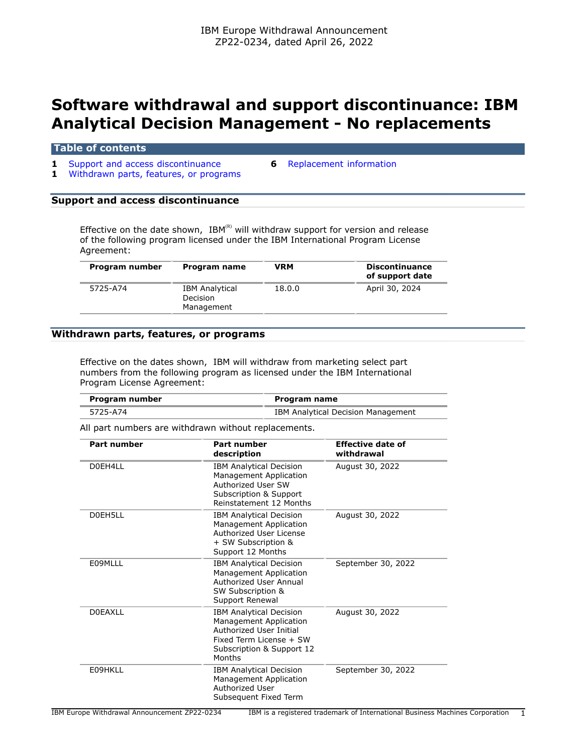IBM Europe Withdrawal Announcement
ZP22-0234, dated April 26, 2022

# Software withdrawal and support discontinuance: IBM Analytical Decision Management - No replacements

## Table of contents

- 1 Support and access discontinuance
- 1 Withdrawn parts, features, or programs
- 6 Replacement information

## Support and access discontinuance

Effective on the date shown, IBM(R) will withdraw support for version and release of the following program licensed under the IBM International Program License Agreement:

| Program number | Program name | VRM | Discontinuance of support date |
|---|---|---|---|
| 5725-A74 | IBM Analytical Decision Management | 18.0.0 | April 30, 2024 |

## Withdrawn parts, features, or programs

Effective on the dates shown, IBM will withdraw from marketing select part numbers from the following program as licensed under the IBM International Program License Agreement:

| Program number | Program name |
|---|---|
| 5725-A74 | IBM Analytical Decision Management |

All part numbers are withdrawn without replacements.

| Part number | Part number description | Effective date of withdrawal |
|---|---|---|
| D0EH4LL | IBM Analytical Decision Management Application Authorized User SW Subscription & Support Reinstatement 12 Months | August 30, 2022 |
| D0EH5LL | IBM Analytical Decision Management Application Authorized User License + SW Subscription & Support 12 Months | August 30, 2022 |
| E09MLLL | IBM Analytical Decision Management Application Authorized User Annual SW Subscription & Support Renewal | September 30, 2022 |
| D0EAXLL | IBM Analytical Decision Management Application Authorized User Initial Fixed Term License + SW Subscription & Support 12 Months | August 30, 2022 |
| E09HKLL | IBM Analytical Decision Management Application Authorized User Subsequent Fixed Term | September 30, 2022 |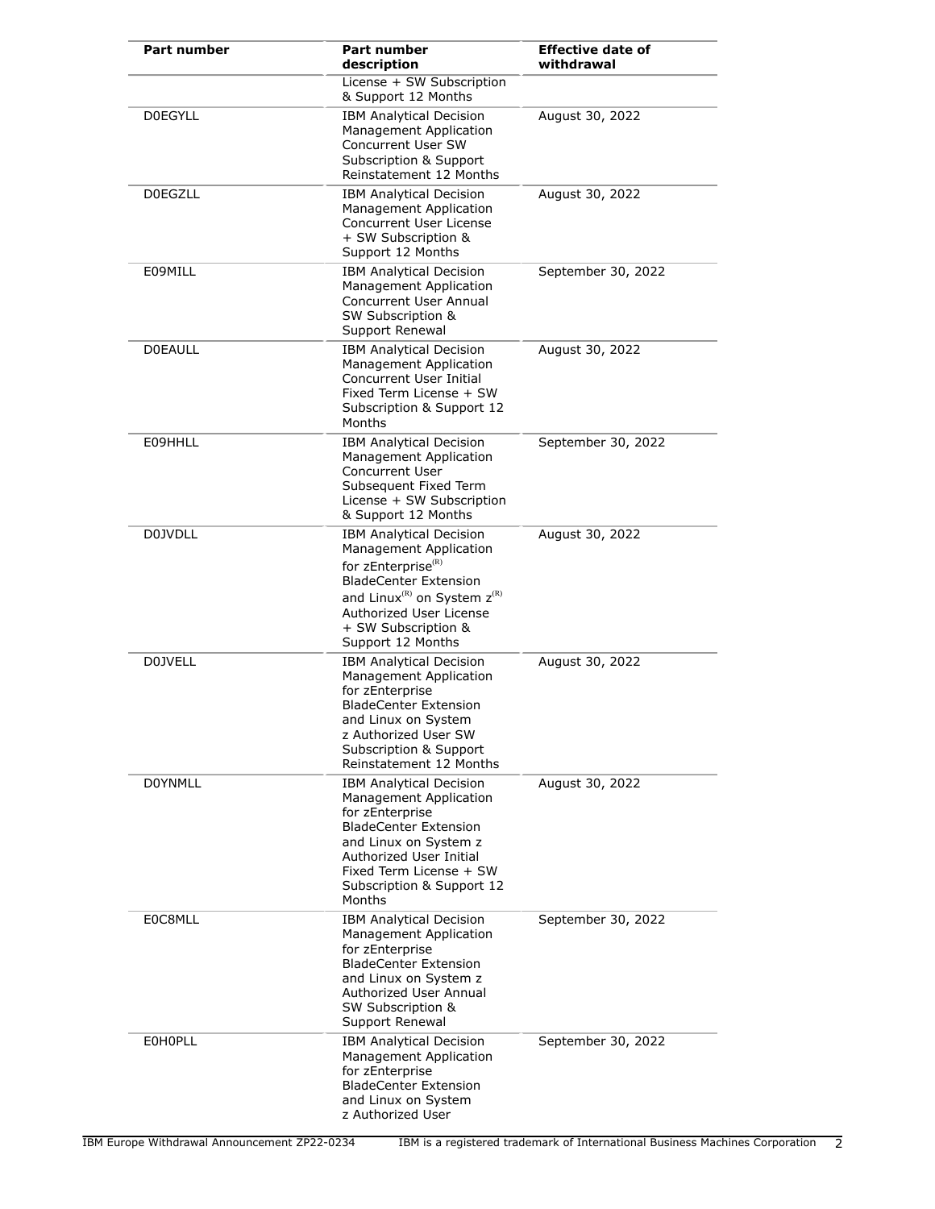| Part number | Part number description | Effective date of withdrawal |
|---|---|---|
| | License + SW Subscription & Support 12 Months | |
| D0EGYLL | IBM Analytical Decision Management Application Concurrent User SW Subscription & Support Reinstatement 12 Months | August 30, 2022 |
| D0EGZLL | IBM Analytical Decision Management Application Concurrent User License + SW Subscription & Support 12 Months | August 30, 2022 |
| E09MILL | IBM Analytical Decision Management Application Concurrent User Annual SW Subscription & Support Renewal | September 30, 2022 |
| D0EAULL | IBM Analytical Decision Management Application Concurrent User Initial Fixed Term License + SW Subscription & Support 12 Months | August 30, 2022 |
| E09HHLL | IBM Analytical Decision Management Application Concurrent User Subsequent Fixed Term License + SW Subscription & Support 12 Months | September 30, 2022 |
| D0JVDLL | IBM Analytical Decision Management Application for zEnterprise(R) BladeCenter Extension and Linux(R) on System z(R) Authorized User License + SW Subscription & Support 12 Months | August 30, 2022 |
| D0JVELL | IBM Analytical Decision Management Application for zEnterprise BladeCenter Extension and Linux on System z Authorized User SW Subscription & Support Reinstatement 12 Months | August 30, 2022 |
| D0YNMLL | IBM Analytical Decision Management Application for zEnterprise BladeCenter Extension and Linux on System z Authorized User Initial Fixed Term License + SW Subscription & Support 12 Months | August 30, 2022 |
| E0C8MLL | IBM Analytical Decision Management Application for zEnterprise BladeCenter Extension and Linux on System z Authorized User Annual SW Subscription & Support Renewal | September 30, 2022 |
| E0H0PLL | IBM Analytical Decision Management Application for zEnterprise BladeCenter Extension and Linux on System z Authorized User | September 30, 2022 |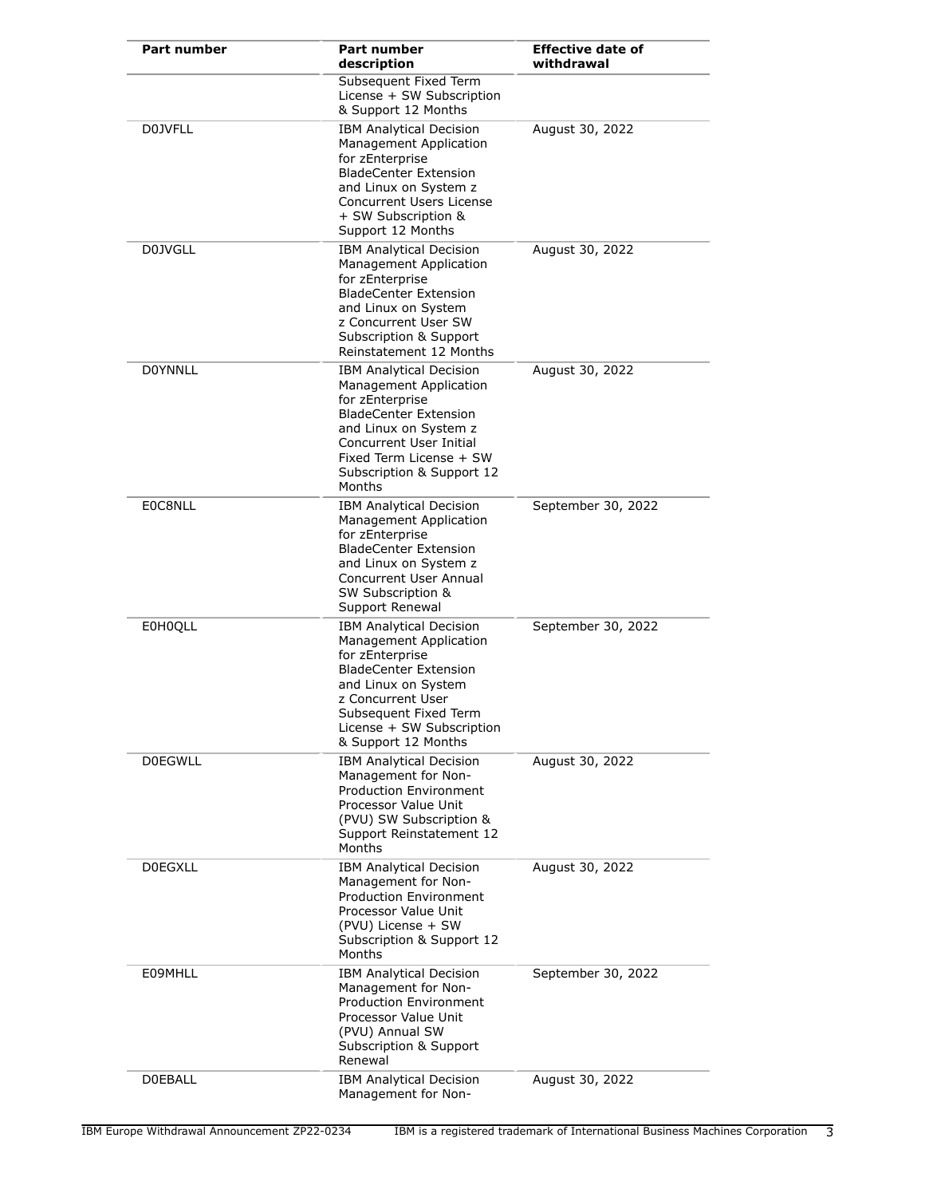| Part number | Part number description | Effective date of withdrawal |
|---|---|---|
| | Subsequent Fixed Term License + SW Subscription & Support 12 Months | |
| D0JVFLL | IBM Analytical Decision Management Application for zEnterprise BladeCenter Extension and Linux on System z Concurrent Users License + SW Subscription & Support 12 Months | August 30, 2022 |
| D0JVGLL | IBM Analytical Decision Management Application for zEnterprise BladeCenter Extension and Linux on System z Concurrent User SW Subscription & Support Reinstatement 12 Months | August 30, 2022 |
| D0YNNLL | IBM Analytical Decision Management Application for zEnterprise BladeCenter Extension and Linux on System z Concurrent User Initial Fixed Term License + SW Subscription & Support 12 Months | August 30, 2022 |
| E0C8NLL | IBM Analytical Decision Management Application for zEnterprise BladeCenter Extension and Linux on System z Concurrent User Annual SW Subscription & Support Renewal | September 30, 2022 |
| E0H0QLL | IBM Analytical Decision Management Application for zEnterprise BladeCenter Extension and Linux on System z Concurrent User Subsequent Fixed Term License + SW Subscription & Support 12 Months | September 30, 2022 |
| D0EGWLL | IBM Analytical Decision Management for Non-Production Environment Processor Value Unit (PVU) SW Subscription & Support Reinstatement 12 Months | August 30, 2022 |
| D0EGXLL | IBM Analytical Decision Management for Non-Production Environment Processor Value Unit (PVU) License + SW Subscription & Support 12 Months | August 30, 2022 |
| E09MHLL | IBM Analytical Decision Management for Non-Production Environment Processor Value Unit (PVU) Annual SW Subscription & Support Renewal | September 30, 2022 |
| D0EBALL | IBM Analytical Decision Management for Non- | August 30, 2022 |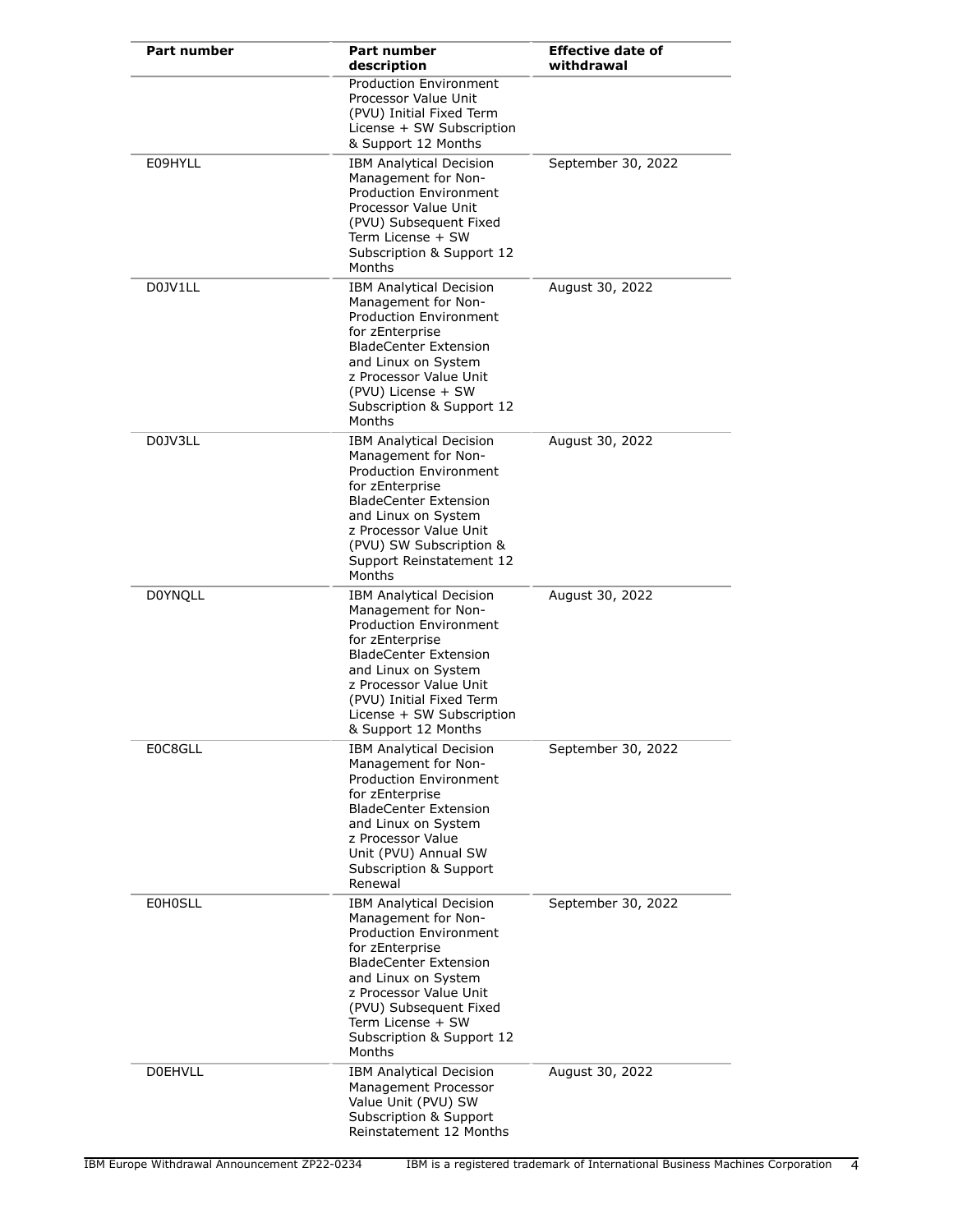| Part number | Part number description | Effective date of withdrawal |
| --- | --- | --- |
| | Production Environment Processor Value Unit (PVU) Initial Fixed Term License + SW Subscription & Support 12 Months | |
| E09HYLL | IBM Analytical Decision Management for Non-Production Environment Processor Value Unit (PVU) Subsequent Fixed Term License + SW Subscription & Support 12 Months | September 30, 2022 |
| D0JV1LL | IBM Analytical Decision Management for Non-Production Environment for zEnterprise BladeCenter Extension and Linux on System z Processor Value Unit (PVU) License + SW Subscription & Support 12 Months | August 30, 2022 |
| D0JV3LL | IBM Analytical Decision Management for Non-Production Environment for zEnterprise BladeCenter Extension and Linux on System z Processor Value Unit (PVU) SW Subscription & Support Reinstatement 12 Months | August 30, 2022 |
| D0YNQLL | IBM Analytical Decision Management for Non-Production Environment for zEnterprise BladeCenter Extension and Linux on System z Processor Value Unit (PVU) Initial Fixed Term License + SW Subscription & Support 12 Months | August 30, 2022 |
| E0C8GLL | IBM Analytical Decision Management for Non-Production Environment for zEnterprise BladeCenter Extension and Linux on System z Processor Value Unit (PVU) Annual SW Subscription & Support Renewal | September 30, 2022 |
| E0H0SLL | IBM Analytical Decision Management for Non-Production Environment for zEnterprise BladeCenter Extension and Linux on System z Processor Value Unit (PVU) Subsequent Fixed Term License + SW Subscription & Support 12 Months | September 30, 2022 |
| D0EHVLL | IBM Analytical Decision Management Processor Value Unit (PVU) SW Subscription & Support Reinstatement 12 Months | August 30, 2022 |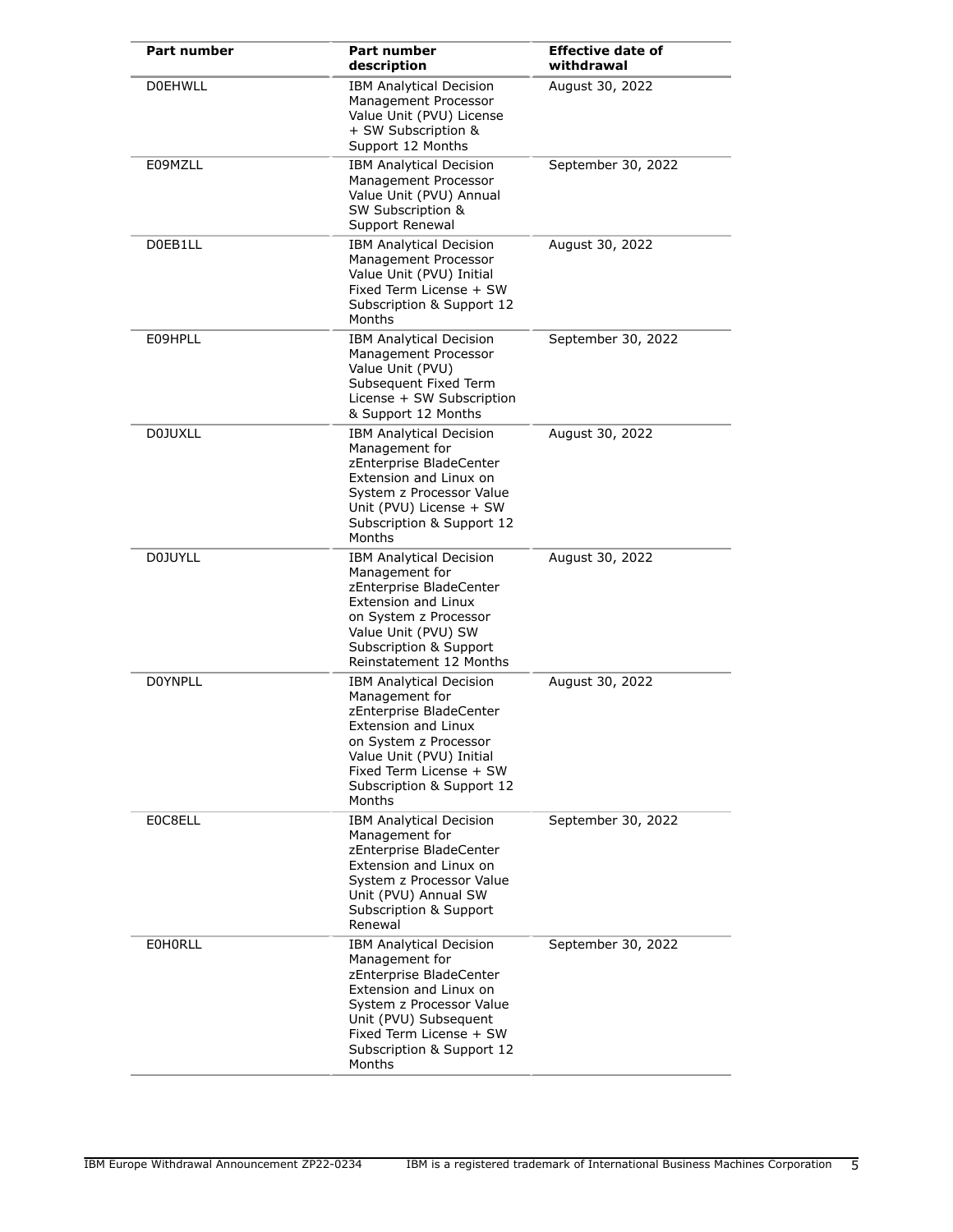| Part number | Part number description | Effective date of withdrawal |
| --- | --- | --- |
| D0EHWLL | IBM Analytical Decision Management Processor Value Unit (PVU) License + SW Subscription & Support 12 Months | August 30, 2022 |
| E09MZLL | IBM Analytical Decision Management Processor Value Unit (PVU) Annual SW Subscription & Support Renewal | September 30, 2022 |
| D0EB1LL | IBM Analytical Decision Management Processor Value Unit (PVU) Initial Fixed Term License + SW Subscription & Support 12 Months | August 30, 2022 |
| E09HPLL | IBM Analytical Decision Management Processor Value Unit (PVU) Subsequent Fixed Term License + SW Subscription & Support 12 Months | September 30, 2022 |
| D0JUXLL | IBM Analytical Decision Management for zEnterprise BladeCenter Extension and Linux on System z Processor Value Unit (PVU) License + SW Subscription & Support 12 Months | August 30, 2022 |
| D0JUYLL | IBM Analytical Decision Management for zEnterprise BladeCenter Extension and Linux on System z Processor Value Unit (PVU) SW Subscription & Support Reinstatement 12 Months | August 30, 2022 |
| D0YNPLL | IBM Analytical Decision Management for zEnterprise BladeCenter Extension and Linux on System z Processor Value Unit (PVU) Initial Fixed Term License + SW Subscription & Support 12 Months | August 30, 2022 |
| E0C8ELL | IBM Analytical Decision Management for zEnterprise BladeCenter Extension and Linux on System z Processor Value Unit (PVU) Annual SW Subscription & Support Renewal | September 30, 2022 |
| E0H0RLL | IBM Analytical Decision Management for zEnterprise BladeCenter Extension and Linux on System z Processor Value Unit (PVU) Subsequent Fixed Term License + SW Subscription & Support 12 Months | September 30, 2022 |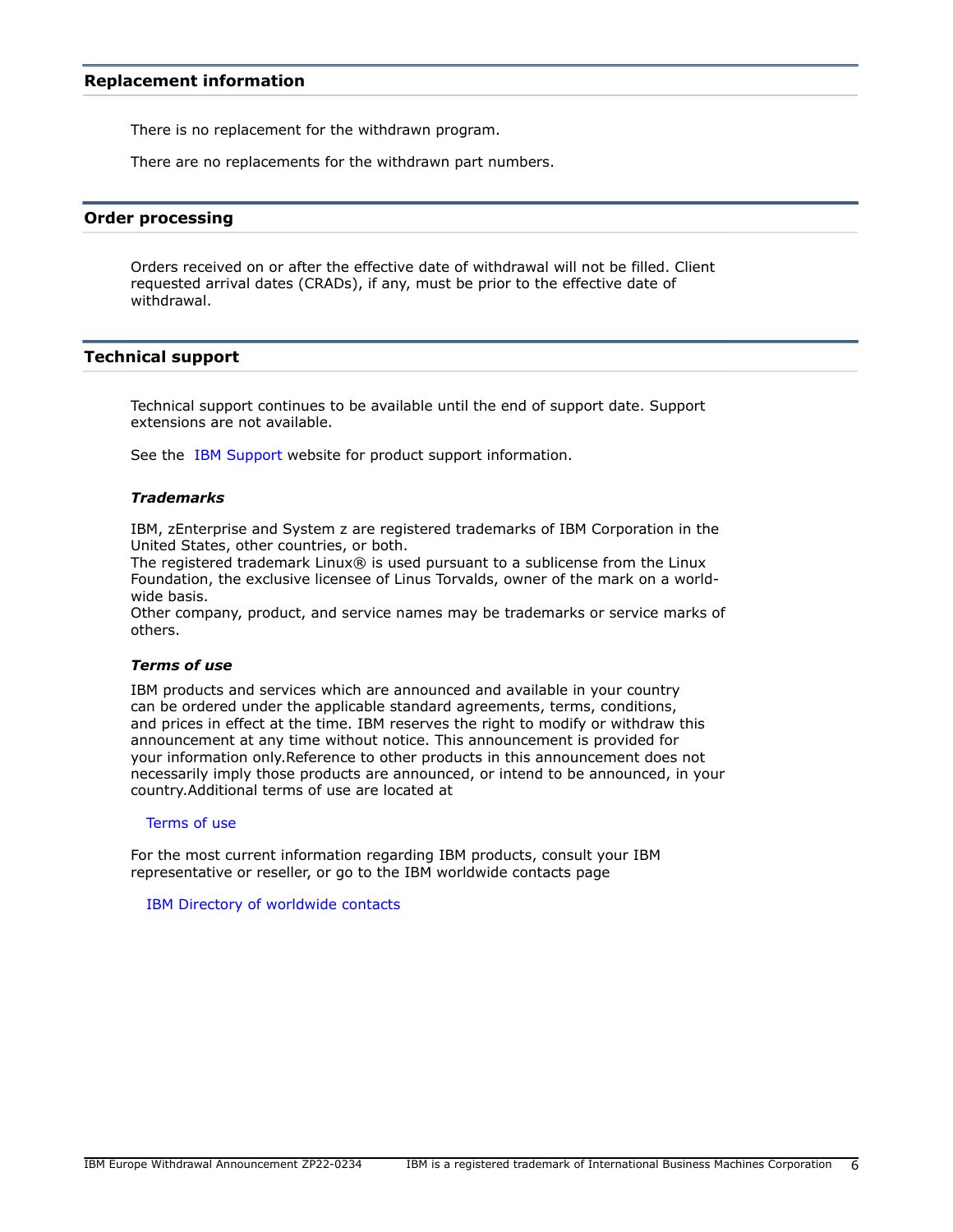## Replacement information

There is no replacement for the withdrawn program.

There are no replacements for the withdrawn part numbers.

## Order processing

Orders received on or after the effective date of withdrawal will not be filled. Client requested arrival dates (CRADs), if any, must be prior to the effective date of withdrawal.

## Technical support

Technical support continues to be available until the end of support date. Support extensions are not available.

See the IBM Support website for product support information.

### *Trademarks*

IBM, zEnterprise and System z are registered trademarks of IBM Corporation in the United States, other countries, or both.
The registered trademark Linux® is used pursuant to a sublicense from the Linux Foundation, the exclusive licensee of Linus Torvalds, owner of the mark on a world-wide basis.
Other company, product, and service names may be trademarks or service marks of others.

### *Terms of use*

IBM products and services which are announced and available in your country can be ordered under the applicable standard agreements, terms, conditions, and prices in effect at the time. IBM reserves the right to modify or withdraw this announcement at any time without notice. This announcement is provided for your information only.Reference to other products in this announcement does not necessarily imply those products are announced, or intend to be announced, in your country.Additional terms of use are located at

Terms of use

For the most current information regarding IBM products, consult your IBM representative or reseller, or go to the IBM worldwide contacts page

IBM Directory of worldwide contacts